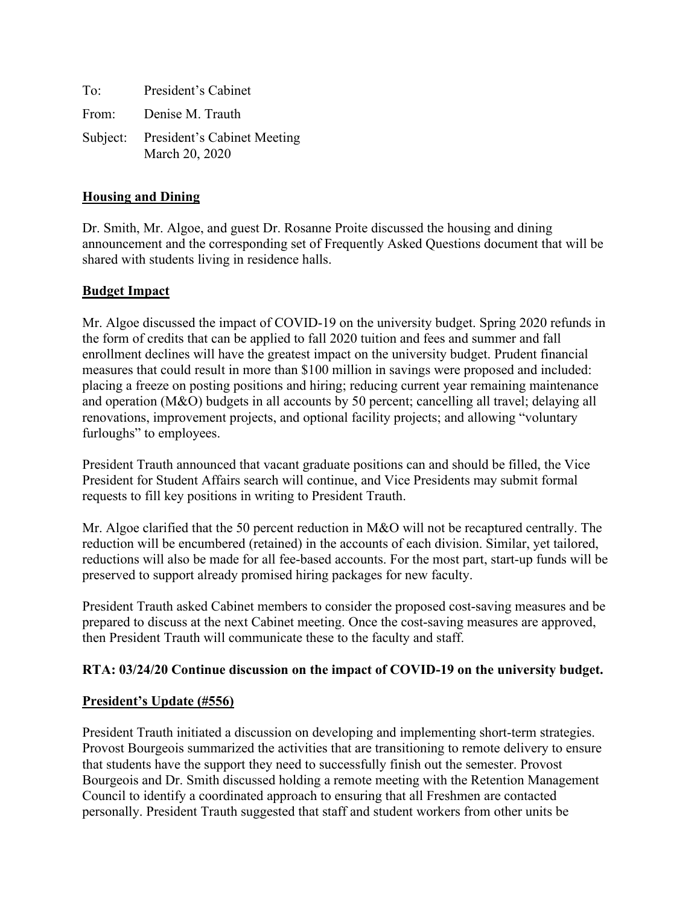To: President's Cabinet

From: Denise M. Trauth

Subject: President's Cabinet Meeting
March 20, 2020

**Housing and Dining**

Dr. Smith, Mr. Algoe, and guest Dr. Rosanne Proite discussed the housing and dining announcement and the corresponding set of Frequently Asked Questions document that will be shared with students living in residence halls.

**Budget Impact**

Mr. Algoe discussed the impact of COVID-19 on the university budget. Spring 2020 refunds in the form of credits that can be applied to fall 2020 tuition and fees and summer and fall enrollment declines will have the greatest impact on the university budget. Prudent financial measures that could result in more than $100 million in savings were proposed and included: placing a freeze on posting positions and hiring; reducing current year remaining maintenance and operation (M&O) budgets in all accounts by 50 percent; cancelling all travel; delaying all renovations, improvement projects, and optional facility projects; and allowing "voluntary furloughs" to employees.

President Trauth announced that vacant graduate positions can and should be filled, the Vice President for Student Affairs search will continue, and Vice Presidents may submit formal requests to fill key positions in writing to President Trauth.

Mr. Algoe clarified that the 50 percent reduction in M&O will not be recaptured centrally. The reduction will be encumbered (retained) in the accounts of each division. Similar, yet tailored, reductions will also be made for all fee-based accounts. For the most part, start-up funds will be preserved to support already promised hiring packages for new faculty.

President Trauth asked Cabinet members to consider the proposed cost-saving measures and be prepared to discuss at the next Cabinet meeting. Once the cost-saving measures are approved, then President Trauth will communicate these to the faculty and staff.

**RTA: 03/24/20 Continue discussion on the impact of COVID-19 on the university budget.**

**President's Update (#556)**

President Trauth initiated a discussion on developing and implementing short-term strategies. Provost Bourgeois summarized the activities that are transitioning to remote delivery to ensure that students have the support they need to successfully finish out the semester. Provost Bourgeois and Dr. Smith discussed holding a remote meeting with the Retention Management Council to identify a coordinated approach to ensuring that all Freshmen are contacted personally. President Trauth suggested that staff and student workers from other units be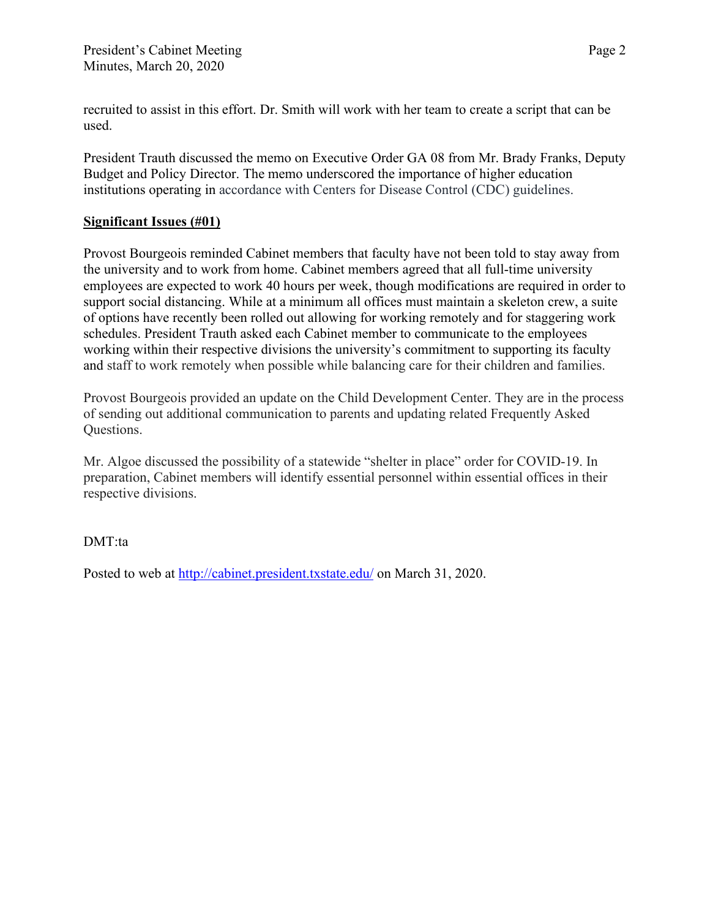recruited to assist in this effort. Dr. Smith will work with her team to create a script that can be used.

President Trauth discussed the memo on Executive Order GA 08 from Mr. Brady Franks, Deputy Budget and Policy Director. The memo underscored the importance of higher education institutions operating in accordance with Centers for Disease Control (CDC) guidelines.

**Significant Issues (#01)**

Provost Bourgeois reminded Cabinet members that faculty have not been told to stay away from the university and to work from home. Cabinet members agreed that all full-time university employees are expected to work 40 hours per week, though modifications are required in order to support social distancing. While at a minimum all offices must maintain a skeleton crew, a suite of options have recently been rolled out allowing for working remotely and for staggering work schedules. President Trauth asked each Cabinet member to communicate to the employees working within their respective divisions the university's commitment to supporting its faculty and staff to work remotely when possible while balancing care for their children and families.

Provost Bourgeois provided an update on the Child Development Center. They are in the process of sending out additional communication to parents and updating related Frequently Asked Questions.

Mr. Algoe discussed the possibility of a statewide "shelter in place" order for COVID-19. In preparation, Cabinet members will identify essential personnel within essential offices in their respective divisions.

DMT:ta

Posted to web at http://cabinet.president.txstate.edu/ on March 31, 2020.